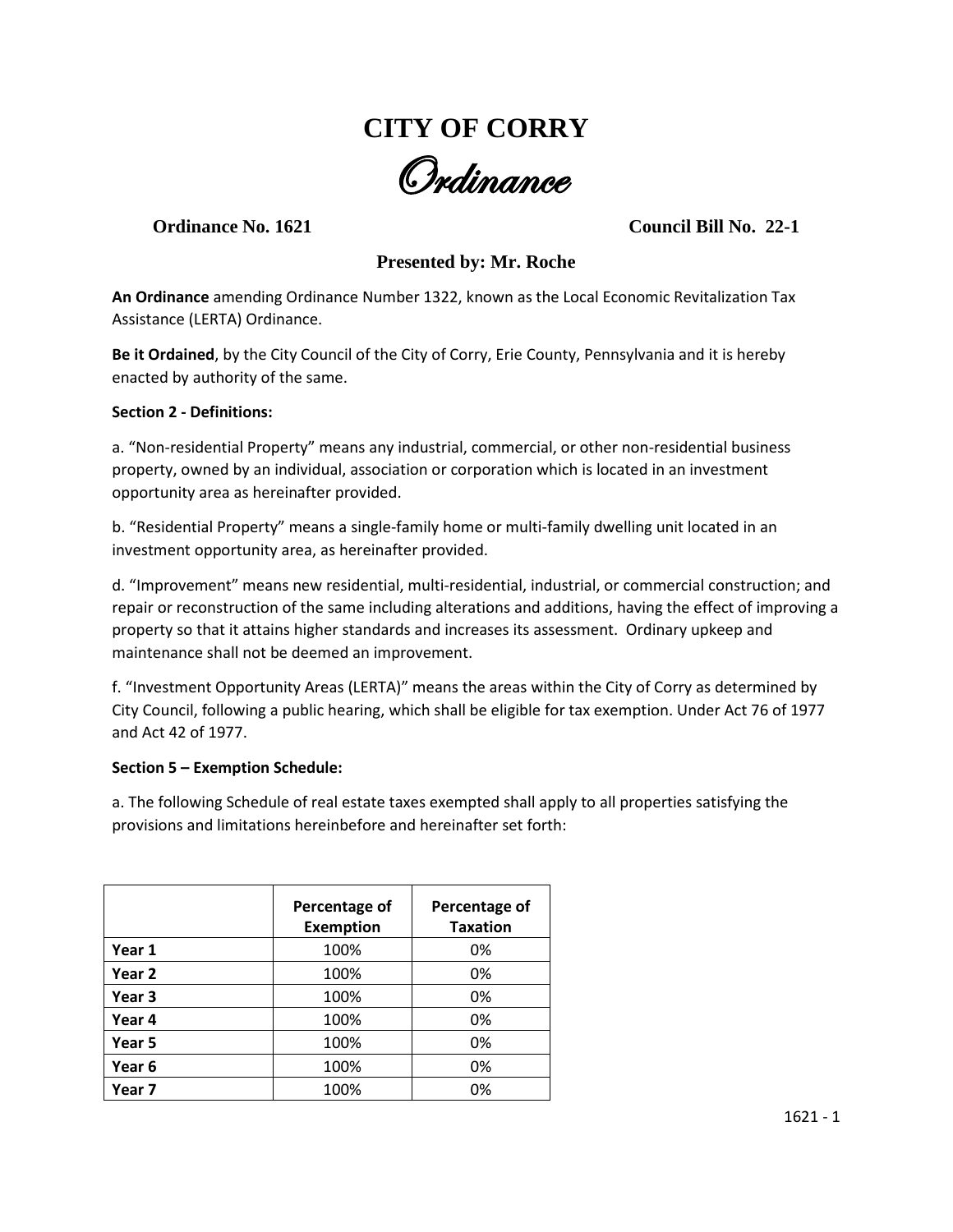# CITY OF CORRY

## Ordinance

**Ordinance No. 1621** **Council Bill No. 22-1**

**Presented by: Mr. Roche**

**An Ordinance** amending Ordinance Number 1322, known as the Local Economic Revitalization Tax Assistance (LERTA) Ordinance.

**Be it Ordained**, by the City Council of the City of Corry, Erie County, Pennsylvania and it is hereby enacted by authority of the same.

**Section 2 - Definitions:**

a. "Non-residential Property" means any industrial, commercial, or other non-residential business property, owned by an individual, association or corporation which is located in an investment opportunity area as hereinafter provided.

b. "Residential Property" means a single-family home or multi-family dwelling unit located in an investment opportunity area, as hereinafter provided.

d. "Improvement" means new residential, multi-residential, industrial, or commercial construction; and repair or reconstruction of the same including alterations and additions, having the effect of improving a property so that it attains higher standards and increases its assessment. Ordinary upkeep and maintenance shall not be deemed an improvement.

f. "Investment Opportunity Areas (LERTA)" means the areas within the City of Corry as determined by City Council, following a public hearing, which shall be eligible for tax exemption. Under Act 76 of 1977 and Act 42 of 1977.

**Section 5 – Exemption Schedule:**

a. The following Schedule of real estate taxes exempted shall apply to all properties satisfying the provisions and limitations hereinbefore and hereinafter set forth:

| | Percentage of Exemption | Percentage of Taxation |
|---|---|---|
| **Year 1** | 100% | 0% |
| **Year 2** | 100% | 0% |
| **Year 3** | 100% | 0% |
| **Year 4** | 100% | 0% |
| **Year 5** | 100% | 0% |
| **Year 6** | 100% | 0% |
| **Year 7** | 100% | 0% |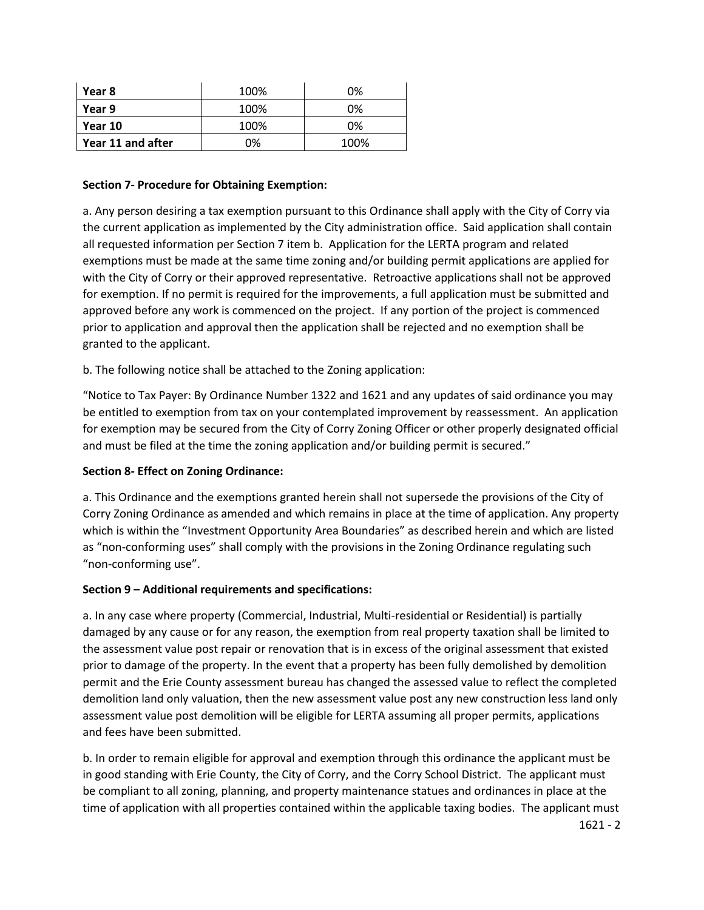| | | |
|---|---|---|
| **Year 8** | 100% | 0% |
| **Year 9** | 100% | 0% |
| **Year 10** | 100% | 0% |
| **Year 11 and after** | 0% | 100% |

**Section 7- Procedure for Obtaining Exemption:**

a. Any person desiring a tax exemption pursuant to this Ordinance shall apply with the City of Corry via the current application as implemented by the City administration office. Said application shall contain all requested information per Section 7 item b. Application for the LERTA program and related exemptions must be made at the same time zoning and/or building permit applications are applied for with the City of Corry or their approved representative. Retroactive applications shall not be approved for exemption. If no permit is required for the improvements, a full application must be submitted and approved before any work is commenced on the project. If any portion of the project is commenced prior to application and approval then the application shall be rejected and no exemption shall be granted to the applicant.

b. The following notice shall be attached to the Zoning application:

"Notice to Tax Payer: By Ordinance Number 1322 and 1621 and any updates of said ordinance you may be entitled to exemption from tax on your contemplated improvement by reassessment. An application for exemption may be secured from the City of Corry Zoning Officer or other properly designated official and must be filed at the time the zoning application and/or building permit is secured."

**Section 8- Effect on Zoning Ordinance:**

a. This Ordinance and the exemptions granted herein shall not supersede the provisions of the City of Corry Zoning Ordinance as amended and which remains in place at the time of application. Any property which is within the "Investment Opportunity Area Boundaries" as described herein and which are listed as "non-conforming uses" shall comply with the provisions in the Zoning Ordinance regulating such "non-conforming use".

**Section 9 – Additional requirements and specifications:**

a. In any case where property (Commercial, Industrial, Multi-residential or Residential) is partially damaged by any cause or for any reason, the exemption from real property taxation shall be limited to the assessment value post repair or renovation that is in excess of the original assessment that existed prior to damage of the property. In the event that a property has been fully demolished by demolition permit and the Erie County assessment bureau has changed the assessed value to reflect the completed demolition land only valuation, then the new assessment value post any new construction less land only assessment value post demolition will be eligible for LERTA assuming all proper permits, applications and fees have been submitted.

b. In order to remain eligible for approval and exemption through this ordinance the applicant must be in good standing with Erie County, the City of Corry, and the Corry School District. The applicant must be compliant to all zoning, planning, and property maintenance statues and ordinances in place at the time of application with all properties contained within the applicable taxing bodies. The applicant must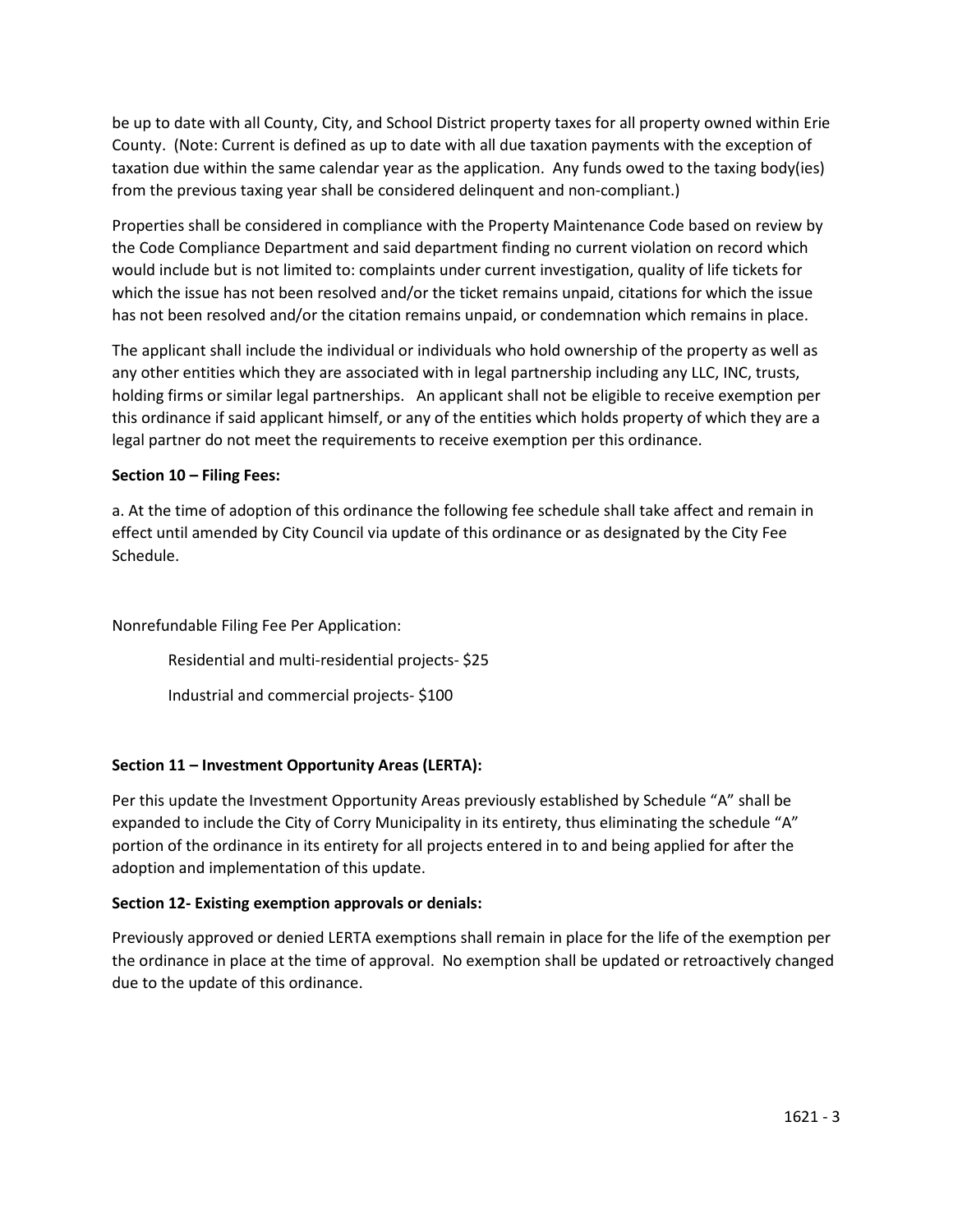be up to date with all County, City, and School District property taxes for all property owned within Erie County. (Note: Current is defined as up to date with all due taxation payments with the exception of taxation due within the same calendar year as the application. Any funds owed to the taxing body(ies) from the previous taxing year shall be considered delinquent and non-compliant.)

Properties shall be considered in compliance with the Property Maintenance Code based on review by the Code Compliance Department and said department finding no current violation on record which would include but is not limited to: complaints under current investigation, quality of life tickets for which the issue has not been resolved and/or the ticket remains unpaid, citations for which the issue has not been resolved and/or the citation remains unpaid, or condemnation which remains in place.

The applicant shall include the individual or individuals who hold ownership of the property as well as any other entities which they are associated with in legal partnership including any LLC, INC, trusts, holding firms or similar legal partnerships. An applicant shall not be eligible to receive exemption per this ordinance if said applicant himself, or any of the entities which holds property of which they are a legal partner do not meet the requirements to receive exemption per this ordinance.

**Section 10 – Filing Fees:**

a. At the time of adoption of this ordinance the following fee schedule shall take affect and remain in effect until amended by City Council via update of this ordinance or as designated by the City Fee Schedule.

Nonrefundable Filing Fee Per Application:

Residential and multi-residential projects- $25

Industrial and commercial projects- $100

**Section 11 – Investment Opportunity Areas (LERTA):**

Per this update the Investment Opportunity Areas previously established by Schedule "A" shall be expanded to include the City of Corry Municipality in its entirety, thus eliminating the schedule "A" portion of the ordinance in its entirety for all projects entered in to and being applied for after the adoption and implementation of this update.

**Section 12- Existing exemption approvals or denials:**

Previously approved or denied LERTA exemptions shall remain in place for the life of the exemption per the ordinance in place at the time of approval. No exemption shall be updated or retroactively changed due to the update of this ordinance.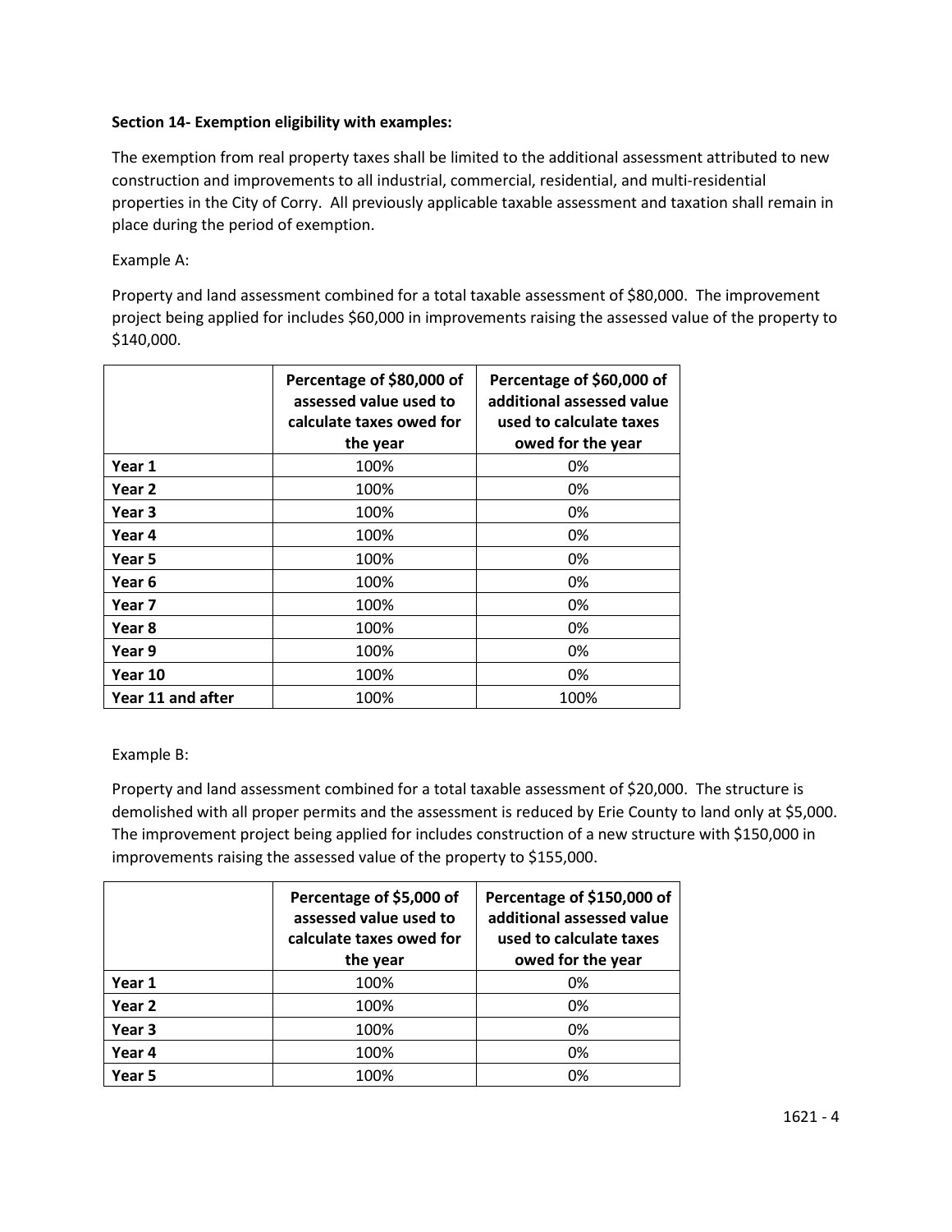**Section 14- Exemption eligibility with examples:**

The exemption from real property taxes shall be limited to the additional assessment attributed to new construction and improvements to all industrial, commercial, residential, and multi-residential properties in the City of Corry. All previously applicable taxable assessment and taxation shall remain in place during the period of exemption.

Example A:

Property and land assessment combined for a total taxable assessment of $80,000. The improvement project being applied for includes $60,000 in improvements raising the assessed value of the property to $140,000.

| | **Percentage of $80,000 of assessed value used to calculate taxes owed for the year** | **Percentage of $60,000 of additional assessed value used to calculate taxes owed for the year** |
|---|---|---|
| **Year 1** | 100% | 0% |
| **Year 2** | 100% | 0% |
| **Year 3** | 100% | 0% |
| **Year 4** | 100% | 0% |
| **Year 5** | 100% | 0% |
| **Year 6** | 100% | 0% |
| **Year 7** | 100% | 0% |
| **Year 8** | 100% | 0% |
| **Year 9** | 100% | 0% |
| **Year 10** | 100% | 0% |
| **Year 11 and after** | 100% | 100% |

Example B:

Property and land assessment combined for a total taxable assessment of $20,000. The structure is demolished with all proper permits and the assessment is reduced by Erie County to land only at $5,000. The improvement project being applied for includes construction of a new structure with $150,000 in improvements raising the assessed value of the property to $155,000.

| | **Percentage of $5,000 of assessed value used to calculate taxes owed for the year** | **Percentage of $150,000 of additional assessed value used to calculate taxes owed for the year** |
|---|---|---|
| **Year 1** | 100% | 0% |
| **Year 2** | 100% | 0% |
| **Year 3** | 100% | 0% |
| **Year 4** | 100% | 0% |
| **Year 5** | 100% | 0% |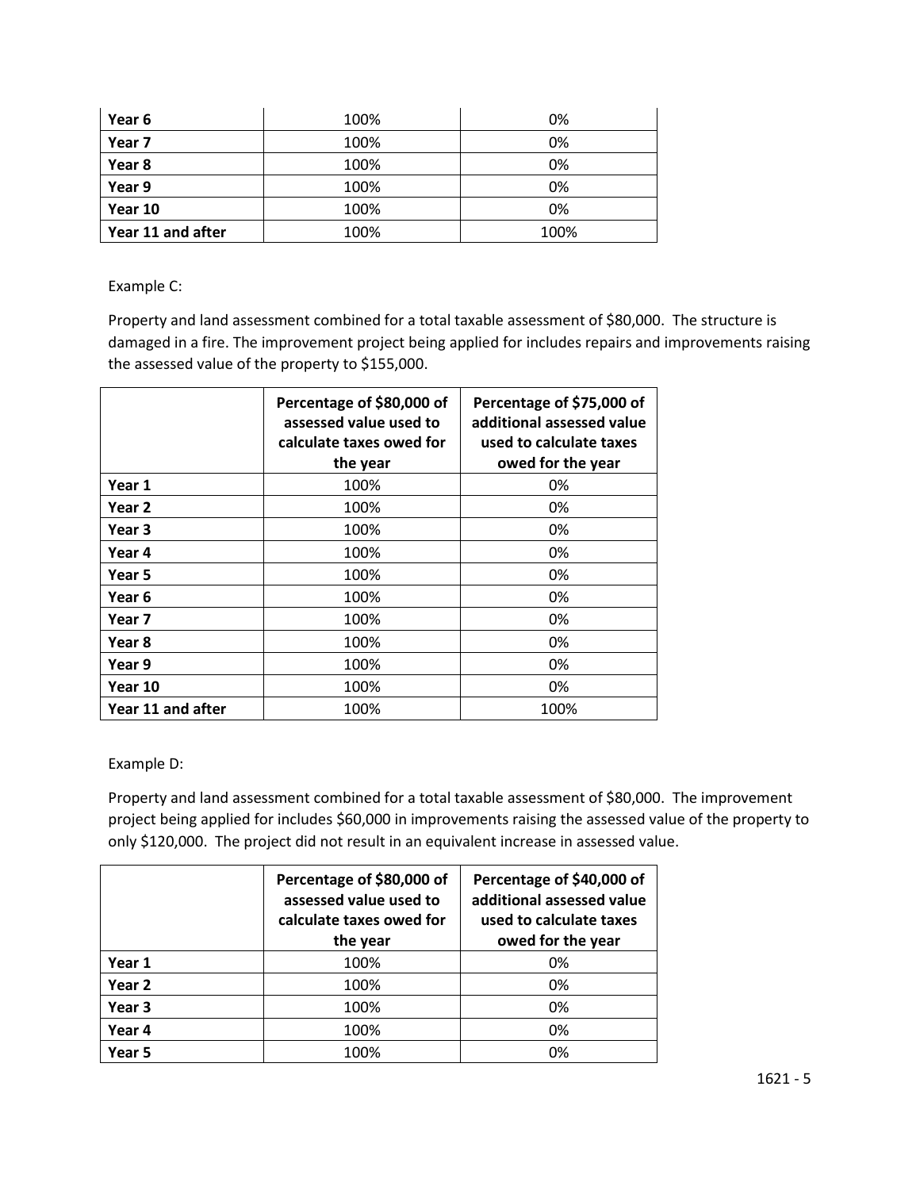| | | |
|---|---|---|
| **Year 6** | 100% | 0% |
| **Year 7** | 100% | 0% |
| **Year 8** | 100% | 0% |
| **Year 9** | 100% | 0% |
| **Year 10** | 100% | 0% |
| **Year 11 and after** | 100% | 100% |

Example C:

Property and land assessment combined for a total taxable assessment of $80,000. The structure is damaged in a fire. The improvement project being applied for includes repairs and improvements raising the assessed value of the property to $155,000.

| | **Percentage of $80,000 of assessed value used to calculate taxes owed for the year** | **Percentage of $75,000 of additional assessed value used to calculate taxes owed for the year** |
|---|---|---|
| **Year 1** | 100% | 0% |
| **Year 2** | 100% | 0% |
| **Year 3** | 100% | 0% |
| **Year 4** | 100% | 0% |
| **Year 5** | 100% | 0% |
| **Year 6** | 100% | 0% |
| **Year 7** | 100% | 0% |
| **Year 8** | 100% | 0% |
| **Year 9** | 100% | 0% |
| **Year 10** | 100% | 0% |
| **Year 11 and after** | 100% | 100% |

Example D:

Property and land assessment combined for a total taxable assessment of $80,000. The improvement project being applied for includes $60,000 in improvements raising the assessed value of the property to only $120,000. The project did not result in an equivalent increase in assessed value.

| | **Percentage of $80,000 of assessed value used to calculate taxes owed for the year** | **Percentage of $40,000 of additional assessed value used to calculate taxes owed for the year** |
|---|---|---|
| **Year 1** | 100% | 0% |
| **Year 2** | 100% | 0% |
| **Year 3** | 100% | 0% |
| **Year 4** | 100% | 0% |
| **Year 5** | 100% | 0% |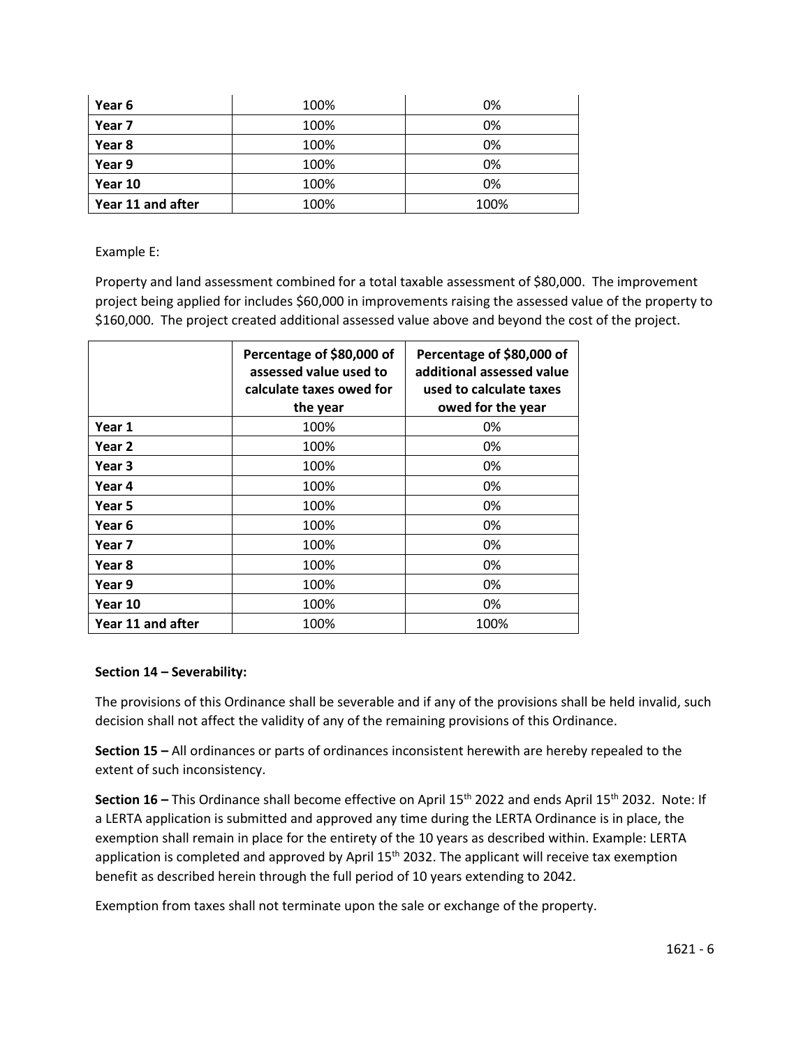| Year 6 | 100% | 0% |
|---|---|---|
| Year 7 | 100% | 0% |
| Year 8 | 100% | 0% |
| Year 9 | 100% | 0% |
| Year 10 | 100% | 0% |
| Year 11 and after | 100% | 100% |

Example E:

Property and land assessment combined for a total taxable assessment of $80,000. The improvement project being applied for includes $60,000 in improvements raising the assessed value of the property to $160,000. The project created additional assessed value above and beyond the cost of the project.

| | Percentage of $80,000 of assessed value used to calculate taxes owed for the year | Percentage of $80,000 of additional assessed value used to calculate taxes owed for the year |
|---|---|---|
| Year 1 | 100% | 0% |
| Year 2 | 100% | 0% |
| Year 3 | 100% | 0% |
| Year 4 | 100% | 0% |
| Year 5 | 100% | 0% |
| Year 6 | 100% | 0% |
| Year 7 | 100% | 0% |
| Year 8 | 100% | 0% |
| Year 9 | 100% | 0% |
| Year 10 | 100% | 0% |
| Year 11 and after | 100% | 100% |

**Section 14 – Severability:**

The provisions of this Ordinance shall be severable and if any of the provisions shall be held invalid, such decision shall not affect the validity of any of the remaining provisions of this Ordinance.

**Section 15 –** All ordinances or parts of ordinances inconsistent herewith are hereby repealed to the extent of such inconsistency.

**Section 16 –** This Ordinance shall become effective on April 15th 2022 and ends April 15th 2032. Note: If a LERTA application is submitted and approved any time during the LERTA Ordinance is in place, the exemption shall remain in place for the entirety of the 10 years as described within. Example: LERTA application is completed and approved by April 15th 2032. The applicant will receive tax exemption benefit as described herein through the full period of 10 years extending to 2042.

Exemption from taxes shall not terminate upon the sale or exchange of the property.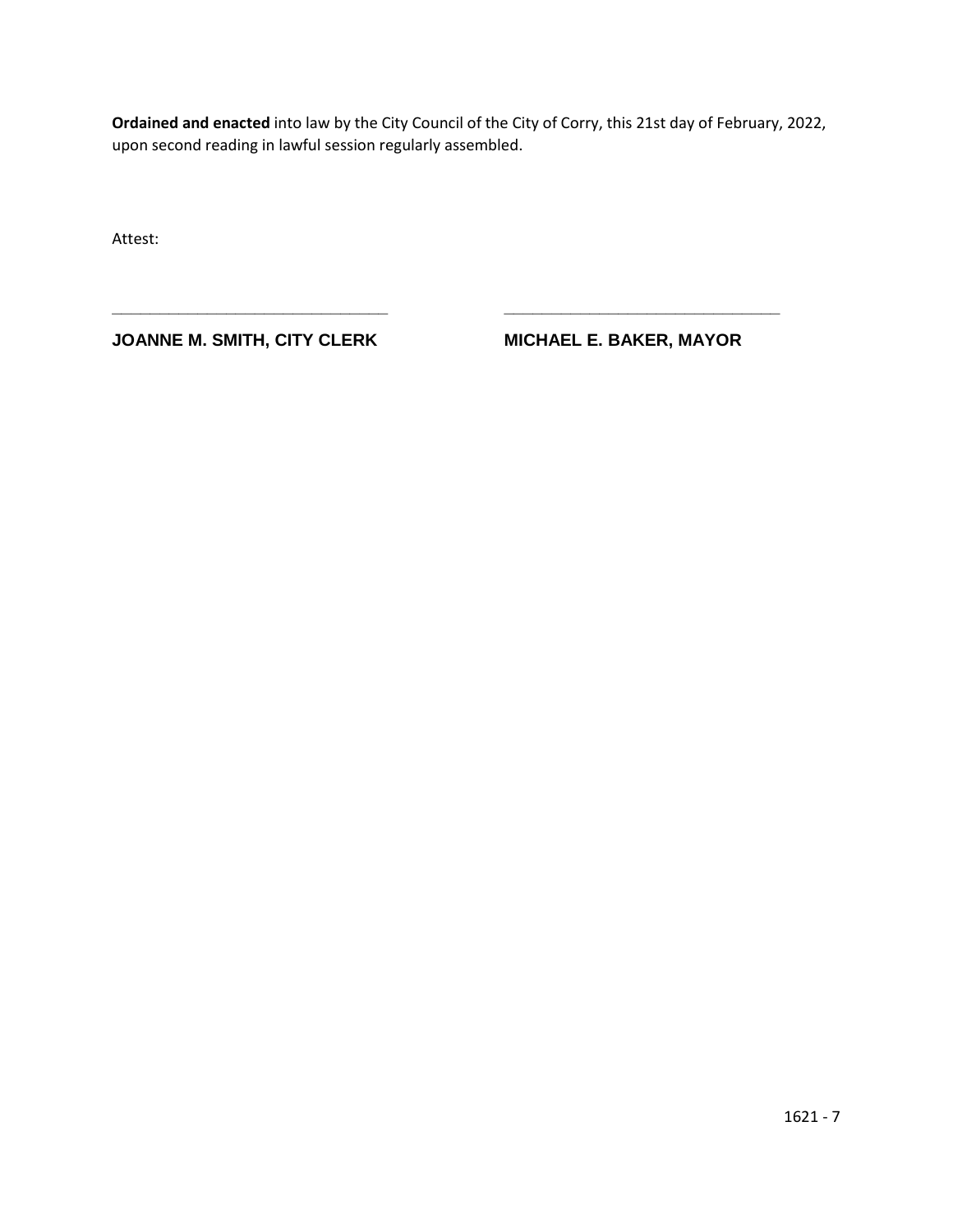**Ordained and enacted** into law by the City Council of the City of Corry, this 21st day of February, 2022, upon second reading in lawful session regularly assembled.

Attest:

_________________________________ _________________________________

**JOANNE M. SMITH, CITY CLERK** **MICHAEL E. BAKER, MAYOR**